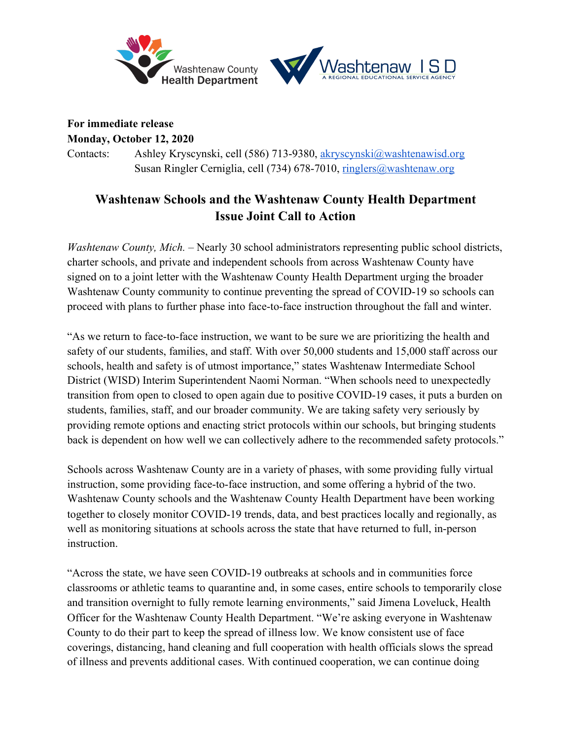Washtenaw County Health Department    Washtenaw ISD — A Regional Educational Service Agency

**For immediate release**
**Monday, October 12, 2020**
Contacts: Ashley Kryscynski, cell (586) 713-9380, akryscynski@washtenawisd.org
Susan Ringler Cerniglia, cell (734) 678-7010, ringlers@washtenaw.org

# Washtenaw Schools and the Washtenaw County Health Department Issue Joint Call to Action

*Washtenaw County, Mich.* – Nearly 30 school administrators representing public school districts, charter schools, and private and independent schools from across Washtenaw County have signed on to a joint letter with the Washtenaw County Health Department urging the broader Washtenaw County community to continue preventing the spread of COVID-19 so schools can proceed with plans to further phase into face-to-face instruction throughout the fall and winter.

"As we return to face-to-face instruction, we want to be sure we are prioritizing the health and safety of our students, families, and staff. With over 50,000 students and 15,000 staff across our schools, health and safety is of utmost importance," states Washtenaw Intermediate School District (WISD) Interim Superintendent Naomi Norman. "When schools need to unexpectedly transition from open to closed to open again due to positive COVID-19 cases, it puts a burden on students, families, staff, and our broader community. We are taking safety very seriously by providing remote options and enacting strict protocols within our schools, but bringing students back is dependent on how well we can collectively adhere to the recommended safety protocols."

Schools across Washtenaw County are in a variety of phases, with some providing fully virtual instruction, some providing face-to-face instruction, and some offering a hybrid of the two. Washtenaw County schools and the Washtenaw County Health Department have been working together to closely monitor COVID-19 trends, data, and best practices locally and regionally, as well as monitoring situations at schools across the state that have returned to full, in-person instruction.

"Across the state, we have seen COVID-19 outbreaks at schools and in communities force classrooms or athletic teams to quarantine and, in some cases, entire schools to temporarily close and transition overnight to fully remote learning environments," said Jimena Loveluck, Health Officer for the Washtenaw County Health Department. "We're asking everyone in Washtenaw County to do their part to keep the spread of illness low. We know consistent use of face coverings, distancing, hand cleaning and full cooperation with health officials slows the spread of illness and prevents additional cases. With continued cooperation, we can continue doing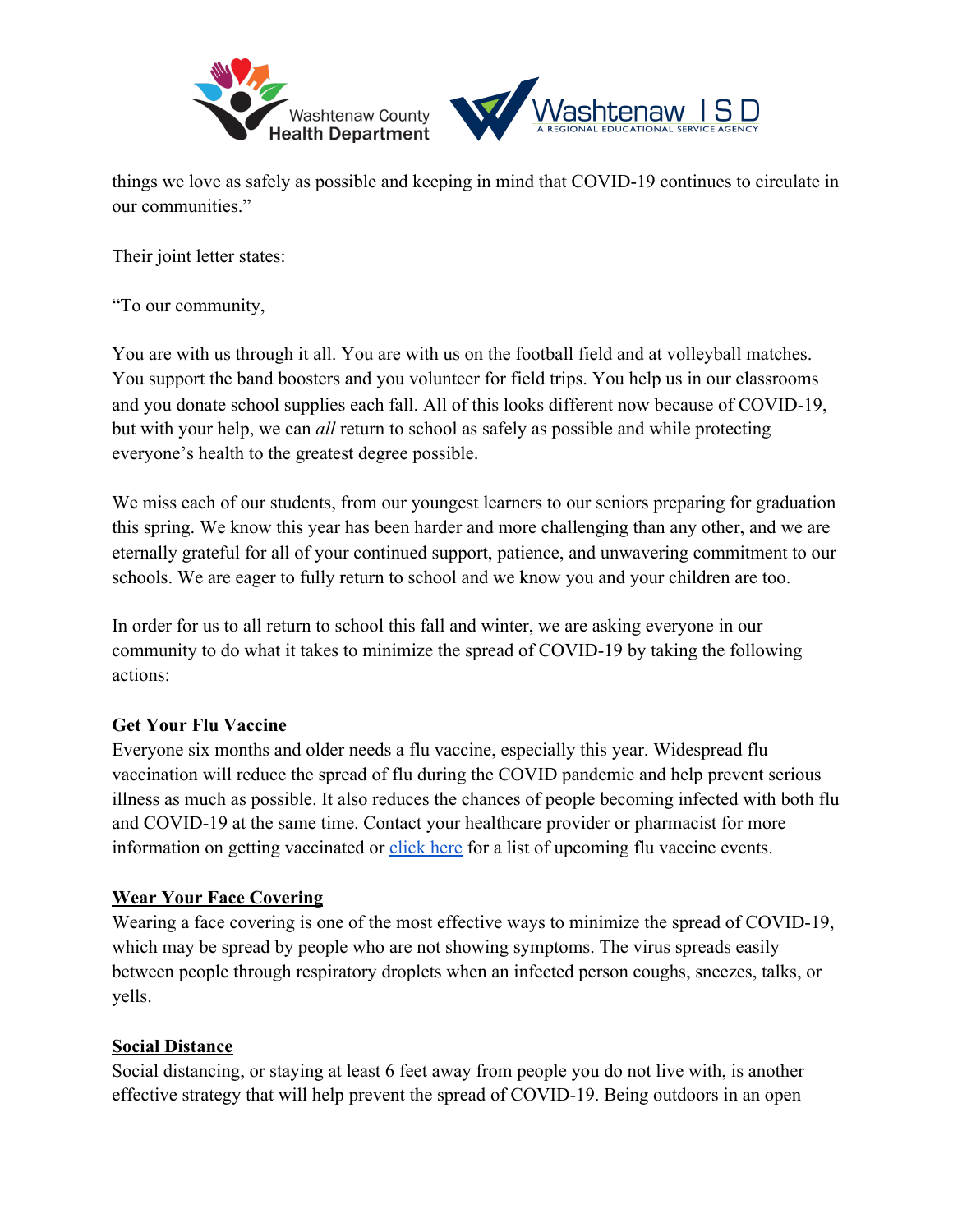things we love as safely as possible and keeping in mind that COVID-19 continues to circulate in our communities."

Their joint letter states:

"To our community,

You are with us through it all. You are with us on the football field and at volleyball matches. You support the band boosters and you volunteer for field trips. You help us in our classrooms and you donate school supplies each fall. All of this looks different now because of COVID-19, but with your help, we can *all* return to school as safely as possible and while protecting everyone's health to the greatest degree possible.

We miss each of our students, from our youngest learners to our seniors preparing for graduation this spring. We know this year has been harder and more challenging than any other, and we are eternally grateful for all of your continued support, patience, and unwavering commitment to our schools. We are eager to fully return to school and we know you and your children are too.

In order for us to all return to school this fall and winter, we are asking everyone in our community to do what it takes to minimize the spread of COVID-19 by taking the following actions:

**Get Your Flu Vaccine**

Everyone six months and older needs a flu vaccine, especially this year. Widespread flu vaccination will reduce the spread of flu during the COVID pandemic and help prevent serious illness as much as possible. It also reduces the chances of people becoming infected with both flu and COVID-19 at the same time. Contact your healthcare provider or pharmacist for more information on getting vaccinated or click here for a list of upcoming flu vaccine events.

**Wear Your Face Covering**

Wearing a face covering is one of the most effective ways to minimize the spread of COVID-19, which may be spread by people who are not showing symptoms. The virus spreads easily between people through respiratory droplets when an infected person coughs, sneezes, talks, or yells.

**Social Distance**

Social distancing, or staying at least 6 feet away from people you do not live with, is another effective strategy that will help prevent the spread of COVID-19. Being outdoors in an open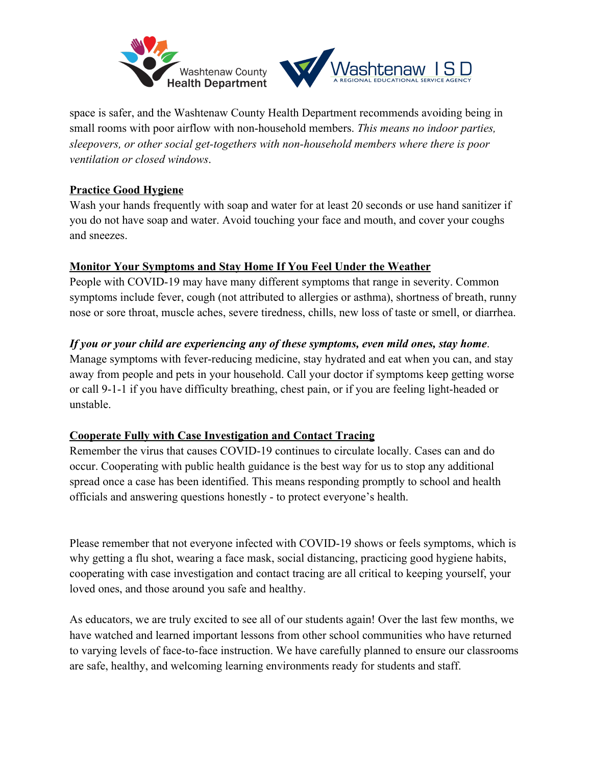space is safer, and the Washtenaw County Health Department recommends avoiding being in small rooms with poor airflow with non-household members. *This means no indoor parties, sleepovers, or other social get-togethers with non-household members where there is poor ventilation or closed windows*.

**Practice Good Hygiene**

Wash your hands frequently with soap and water for at least 20 seconds or use hand sanitizer if you do not have soap and water. Avoid touching your face and mouth, and cover your coughs and sneezes.

**Monitor Your Symptoms and Stay Home If You Feel Under the Weather**

People with COVID-19 may have many different symptoms that range in severity. Common symptoms include fever, cough (not attributed to allergies or asthma), shortness of breath, runny nose or sore throat, muscle aches, severe tiredness, chills, new loss of taste or smell, or diarrhea.

***If you or your child are experiencing any of these symptoms, even mild ones, stay home***. Manage symptoms with fever-reducing medicine, stay hydrated and eat when you can, and stay away from people and pets in your household. Call your doctor if symptoms keep getting worse or call 9-1-1 if you have difficulty breathing, chest pain, or if you are feeling light-headed or unstable.

**Cooperate Fully with Case Investigation and Contact Tracing**

Remember the virus that causes COVID-19 continues to circulate locally. Cases can and do occur. Cooperating with public health guidance is the best way for us to stop any additional spread once a case has been identified. This means responding promptly to school and health officials and answering questions honestly - to protect everyone's health.

Please remember that not everyone infected with COVID-19 shows or feels symptoms, which is why getting a flu shot, wearing a face mask, social distancing, practicing good hygiene habits, cooperating with case investigation and contact tracing are all critical to keeping yourself, your loved ones, and those around you safe and healthy.

As educators, we are truly excited to see all of our students again! Over the last few months, we have watched and learned important lessons from other school communities who have returned to varying levels of face-to-face instruction. We have carefully planned to ensure our classrooms are safe, healthy, and welcoming learning environments ready for students and staff.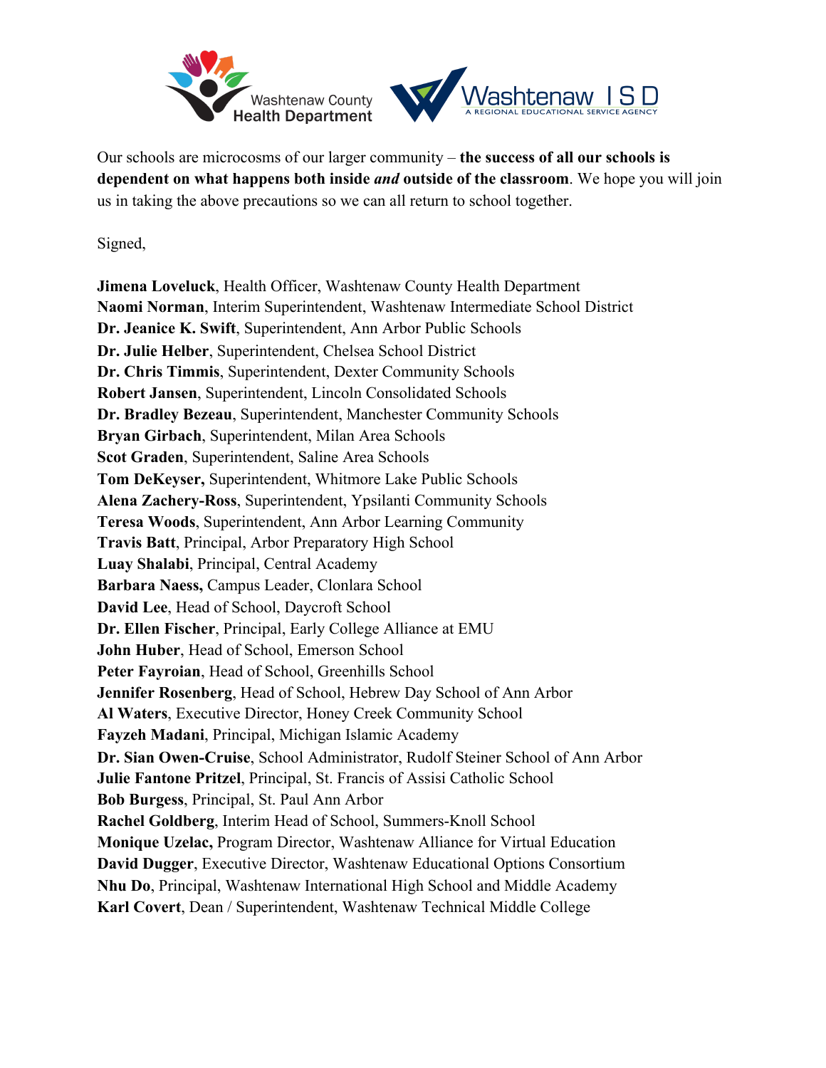Our schools are microcosms of our larger community – **the success of all our schools is dependent on what happens both inside *and* outside of the classroom**. We hope you will join us in taking the above precautions so we can all return to school together.

Signed,

**Jimena Loveluck**, Health Officer, Washtenaw County Health Department
**Naomi Norman**, Interim Superintendent, Washtenaw Intermediate School District
**Dr. Jeanice K. Swift**, Superintendent, Ann Arbor Public Schools
**Dr. Julie Helber**, Superintendent, Chelsea School District
**Dr. Chris Timmis**, Superintendent, Dexter Community Schools
**Robert Jansen**, Superintendent, Lincoln Consolidated Schools
**Dr. Bradley Bezeau**, Superintendent, Manchester Community Schools
**Bryan Girbach**, Superintendent, Milan Area Schools
**Scot Graden**, Superintendent, Saline Area Schools
**Tom DeKeyser,** Superintendent, Whitmore Lake Public Schools
**Alena Zachery-Ross**, Superintendent, Ypsilanti Community Schools
**Teresa Woods**, Superintendent, Ann Arbor Learning Community
**Travis Batt**, Principal, Arbor Preparatory High School
**Luay Shalabi**, Principal, Central Academy
**Barbara Naess,** Campus Leader, Clonlara School
**David Lee**, Head of School, Daycroft School
**Dr. Ellen Fischer**, Principal, Early College Alliance at EMU
**John Huber**, Head of School, Emerson School
**Peter Fayroian**, Head of School, Greenhills School
**Jennifer Rosenberg**, Head of School, Hebrew Day School of Ann Arbor
**Al Waters**, Executive Director, Honey Creek Community School
**Fayzeh Madani**, Principal, Michigan Islamic Academy
**Dr. Sian Owen-Cruise**, School Administrator, Rudolf Steiner School of Ann Arbor
**Julie Fantone Pritzel**, Principal, St. Francis of Assisi Catholic School
**Bob Burgess**, Principal, St. Paul Ann Arbor
**Rachel Goldberg**, Interim Head of School, Summers-Knoll School
**Monique Uzelac,** Program Director, Washtenaw Alliance for Virtual Education
**David Dugger**, Executive Director, Washtenaw Educational Options Consortium
**Nhu Do**, Principal, Washtenaw International High School and Middle Academy
**Karl Covert**, Dean / Superintendent, Washtenaw Technical Middle College